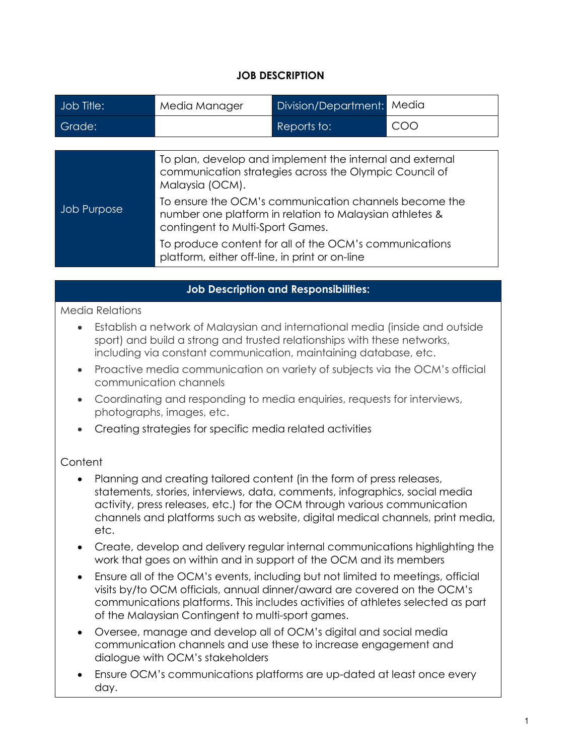# JOB DESCRIPTION

| Job Title: | Media Manager | Division/Department: | Media |
| --- | --- | --- | --- |
| Grade: | | Reports to: | COO |

| Job Purpose | |
| --- | --- |
| | To plan, develop and implement the internal and external communication strategies across the Olympic Council of Malaysia (OCM). |
| | To ensure the OCM's communication channels become the number one platform in relation to Malaysian athletes & contingent to Multi-Sport Games. |
| | To produce content for all of the OCM's communications platform, either off-line, in print or on-line |

## Job Description and Responsibilities:

Media Relations

- Establish a network of Malaysian and international media (inside and outside sport) and build a strong and trusted relationships with these networks, including via constant communication, maintaining database, etc.
- Proactive media communication on variety of subjects via the OCM's official communication channels
- Coordinating and responding to media enquiries, requests for interviews, photographs, images, etc.
- Creating strategies for specific media related activities

Content

- Planning and creating tailored content (in the form of press releases, statements, stories, interviews, data, comments, infographics, social media activity, press releases, etc.) for the OCM through various communication channels and platforms such as website, digital medical channels, print media, etc.
- Create, develop and delivery regular internal communications highlighting the work that goes on within and in support of the OCM and its members
- Ensure all of the OCM's events, including but not limited to meetings, official visits by/to OCM officials, annual dinner/award are covered on the OCM's communications platforms. This includes activities of athletes selected as part of the Malaysian Contingent to multi-sport games.
- Oversee, manage and develop all of OCM's digital and social media communication channels and use these to increase engagement and dialogue with OCM's stakeholders
- Ensure OCM's communications platforms are up-dated at least once every day.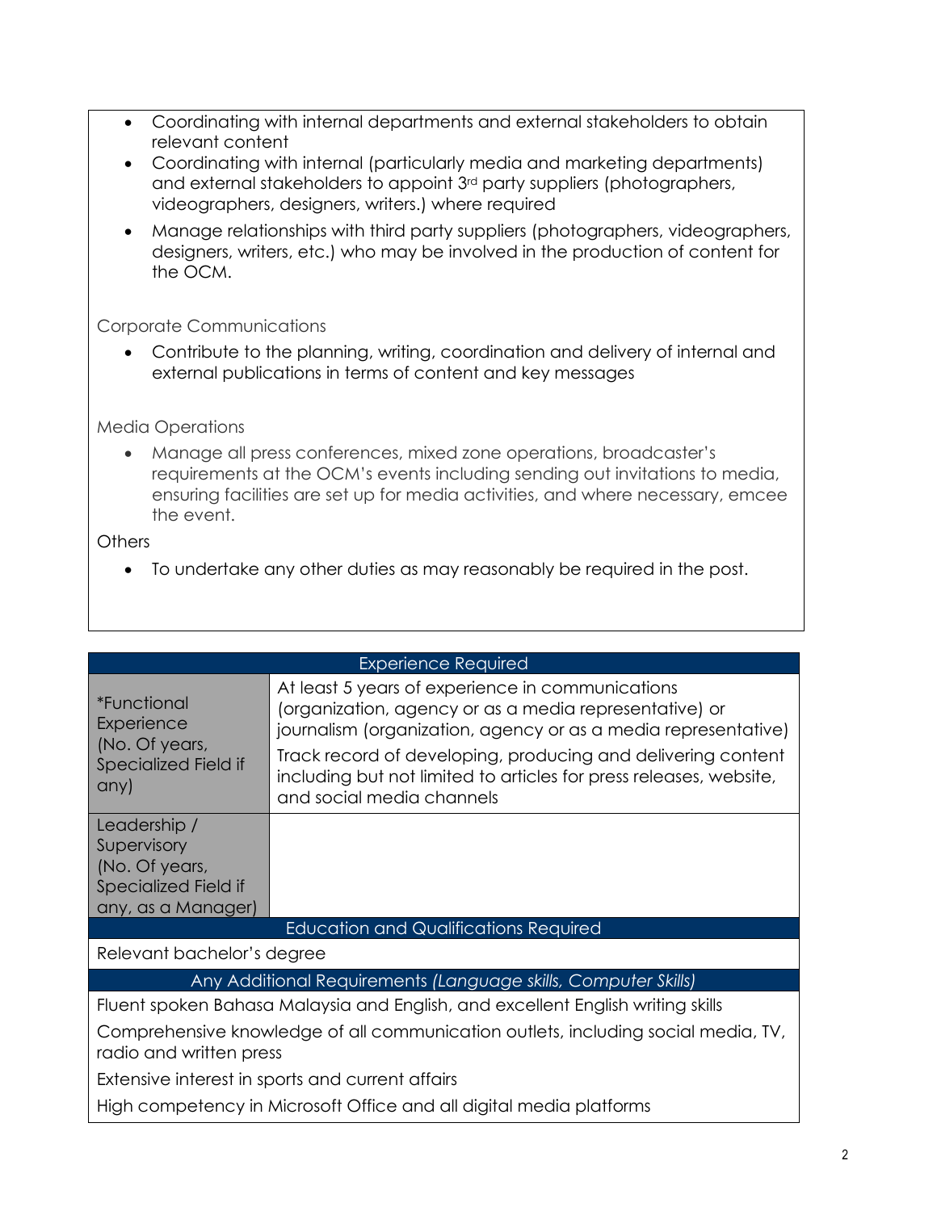- Coordinating with internal departments and external stakeholders to obtain relevant content
- Coordinating with internal (particularly media and marketing departments) and external stakeholders to appoint 3rd party suppliers (photographers, videographers, designers, writers.) where required
- Manage relationships with third party suppliers (photographers, videographers, designers, writers, etc.) who may be involved in the production of content for the OCM.

Corporate Communications

- Contribute to the planning, writing, coordination and delivery of internal and external publications in terms of content and key messages

Media Operations

- Manage all press conferences, mixed zone operations, broadcaster's requirements at the OCM's events including sending out invitations to media, ensuring facilities are set up for media activities, and where necessary, emcee the event.

Others

- To undertake any other duties as may reasonably be required in the post.

| Experience Required | |
|---|---|
| *Functional Experience (No. Of years, Specialized Field if any) | At least 5 years of experience in communications (organization, agency or as a media representative) or journalism (organization, agency or as a media representative)<br>Track record of developing, producing and delivering content including but not limited to articles for press releases, website, and social media channels |
| Leadership / Supervisory (No. Of years, Specialized Field if any, as a Manager) | |

| Education and Qualifications Required |
|---|
| Relevant bachelor's degree |

| Any Additional Requirements *(Language skills, Computer Skills)* |
|---|
| Fluent spoken Bahasa Malaysia and English, and excellent English writing skills |
| Comprehensive knowledge of all communication outlets, including social media, TV, radio and written press |
| Extensive interest in sports and current affairs |
| High competency in Microsoft Office and all digital media platforms |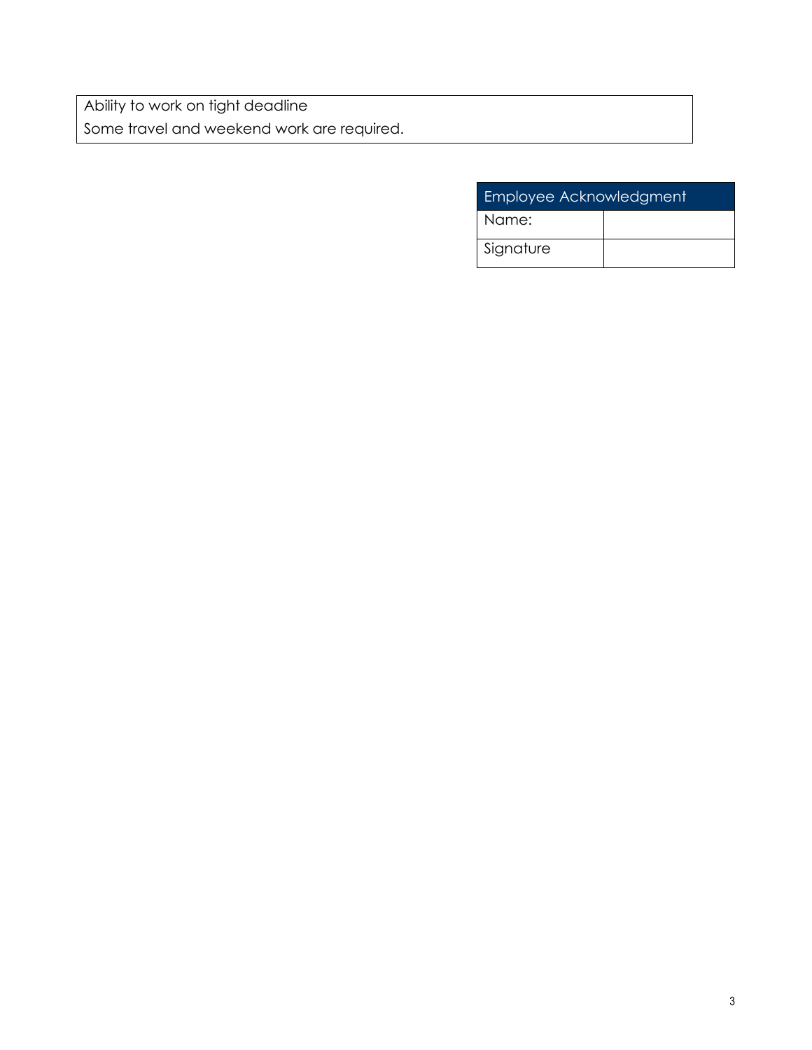| |
|---|
| Ability to work on tight deadline<br>Some travel and weekend work are required. |

| Employee Acknowledgment | |
|---|---|
| Name: | |
| Signature | |